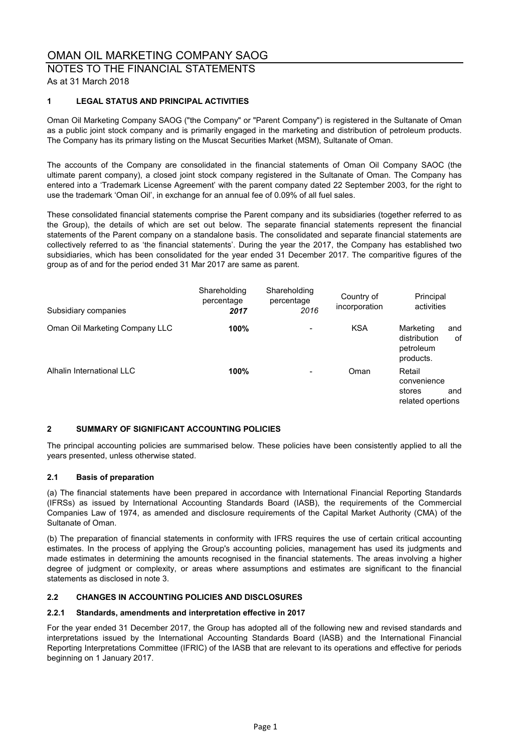# OMAN OIL MARKETING COMPANY SAOG

## NOTES TO THE FINANCIAL STATEMENTS

As at 31 March 2018

### 1 LEGAL STATUS AND PRINCIPAL ACTIVITIES

Oman Oil Marketing Company SAOG ("the Company" or "Parent Company") is registered in the Sultanate of Oman as a public joint stock company and is primarily engaged in the marketing and distribution of petroleum products. The Company has its primary listing on the Muscat Securities Market (MSM), Sultanate of Oman.

The accounts of the Company are consolidated in the financial statements of Oman Oil Company SAOC (the ultimate parent company), a closed joint stock company registered in the Sultanate of Oman. The Company has entered into a 'Trademark License Agreement' with the parent company dated 22 September 2003, for the right to use the trademark 'Oman Oil', in exchange for an annual fee of 0.09% of all fuel sales.

These consolidated financial statements comprise the Parent company and its subsidiaries (together referred to as the Group), the details of which are set out below. The separate financial statements represent the financial statements of the Parent company on a standalone basis. The consolidated and separate financial statements are collectively referred to as 'the financial statements'. During the year the 2017, the Company has established two subsidiaries, which has been consolidated for the year ended 31 December 2017. The comparitive figures of the group as of and for the period ended 31 Mar 2017 are same as parent.

| Subsidiary companies | Shareholding percentage *2017* | Shareholding percentage *2016* | Country of incorporation | Principal activities |
|---|---|---|---|---|
| Oman Oil Marketing Company LLC | **100%** | - | KSA | Marketing and distribution of petroleum products. |
| Alhalin International LLC | **100%** | - | Oman | Retail convenience stores and related opertions |

### 2 SUMMARY OF SIGNIFICANT ACCOUNTING POLICIES

The principal accounting policies are summarised below. These policies have been consistently applied to all the years presented, unless otherwise stated.

#### 2.1 Basis of preparation

(a) The financial statements have been prepared in accordance with International Financial Reporting Standards (IFRSs) as issued by International Accounting Standards Board (IASB), the requirements of the Commercial Companies Law of 1974, as amended and disclosure requirements of the Capital Market Authority (CMA) of the Sultanate of Oman.

(b) The preparation of financial statements in conformity with IFRS requires the use of certain critical accounting estimates. In the process of applying the Group's accounting policies, management has used its judgments and made estimates in determining the amounts recognised in the financial statements. The areas involving a higher degree of judgment or complexity, or areas where assumptions and estimates are significant to the financial statements as disclosed in note 3.

#### 2.2 CHANGES IN ACCOUNTING POLICIES AND DISCLOSURES

#### 2.2.1 Standards, amendments and interpretation effective in 2017

For the year ended 31 December 2017, the Group has adopted all of the following new and revised standards and interpretations issued by the International Accounting Standards Board (IASB) and the International Financial Reporting Interpretations Committee (IFRIC) of the IASB that are relevant to its operations and effective for periods beginning on 1 January 2017.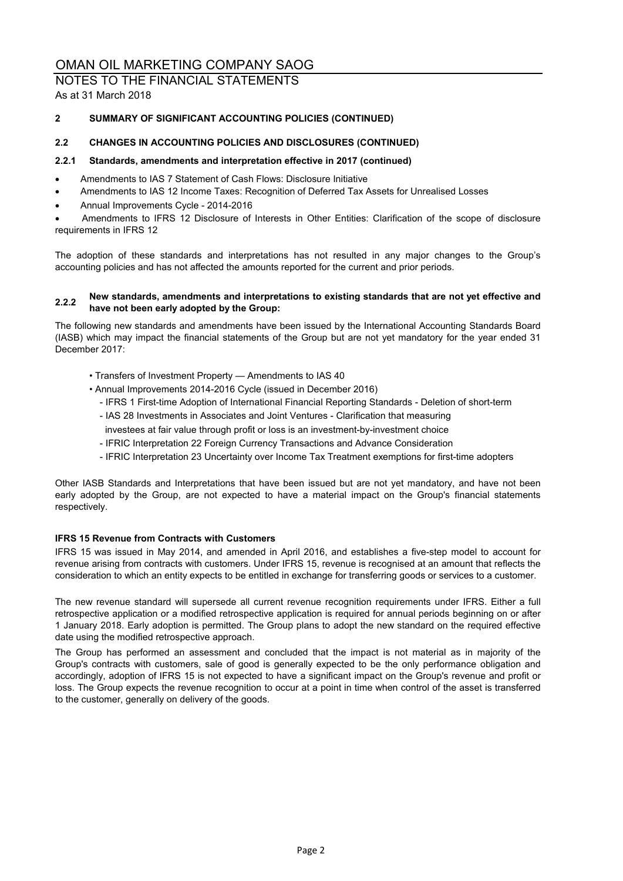## 2 SUMMARY OF SIGNIFICANT ACCOUNTING POLICIES (CONTINUED)

### 2.2 CHANGES IN ACCOUNTING POLICIES AND DISCLOSURES (CONTINUED)

#### 2.2.1 Standards, amendments and interpretation effective in 2017 (continued)

- Amendments to IAS 7 Statement of Cash Flows: Disclosure Initiative
- Amendments to IAS 12 Income Taxes: Recognition of Deferred Tax Assets for Unrealised Losses
- Annual Improvements Cycle - 2014-2016
- Amendments to IFRS 12 Disclosure of Interests in Other Entities: Clarification of the scope of disclosure requirements in IFRS 12

The adoption of these standards and interpretations has not resulted in any major changes to the Group's accounting policies and has not affected the amounts reported for the current and prior periods.

#### 2.2.2 New standards, amendments and interpretations to existing standards that are not yet effective and have not been early adopted by the Group:

The following new standards and amendments have been issued by the International Accounting Standards Board (IASB) which may impact the financial statements of the Group but are not yet mandatory for the year ended 31 December 2017:

- Transfers of Investment Property — Amendments to IAS 40
- Annual Improvements 2014-2016 Cycle (issued in December 2016)
  - IFRS 1 First-time Adoption of International Financial Reporting Standards - Deletion of short-term
  - IAS 28 Investments in Associates and Joint Ventures - Clarification that measuring investees at fair value through profit or loss is an investment-by-investment choice
  - IFRIC Interpretation 22 Foreign Currency Transactions and Advance Consideration
  - IFRIC Interpretation 23 Uncertainty over Income Tax Treatment exemptions for first-time adopters

Other IASB Standards and Interpretations that have been issued but are not yet mandatory, and have not been early adopted by the Group, are not expected to have a material impact on the Group's financial statements respectively.

**IFRS 15 Revenue from Contracts with Customers**

IFRS 15 was issued in May 2014, and amended in April 2016, and establishes a five-step model to account for revenue arising from contracts with customers. Under IFRS 15, revenue is recognised at an amount that reflects the consideration to which an entity expects to be entitled in exchange for transferring goods or services to a customer.

The new revenue standard will supersede all current revenue recognition requirements under IFRS. Either a full retrospective application or a modified retrospective application is required for annual periods beginning on or after 1 January 2018. Early adoption is permitted. The Group plans to adopt the new standard on the required effective date using the modified retrospective approach.

The Group has performed an assessment and concluded that the impact is not material as in majority of the Group's contracts with customers, sale of good is generally expected to be the only performance obligation and accordingly, adoption of IFRS 15 is not expected to have a significant impact on the Group's revenue and profit or loss. The Group expects the revenue recognition to occur at a point in time when control of the asset is transferred to the customer, generally on delivery of the goods.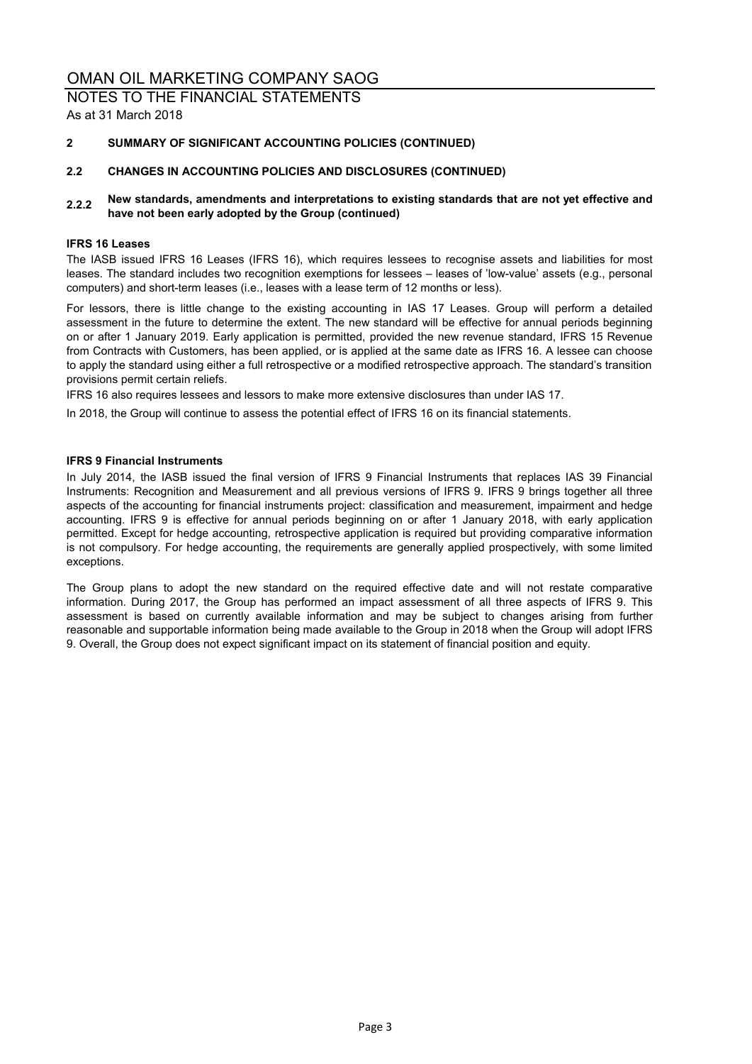## 2 SUMMARY OF SIGNIFICANT ACCOUNTING POLICIES (CONTINUED)

### 2.2 CHANGES IN ACCOUNTING POLICIES AND DISCLOSURES (CONTINUED)

#### 2.2.2 New standards, amendments and interpretations to existing standards that are not yet effective and have not been early adopted by the Group (continued)

**IFRS 16 Leases**

The IASB issued IFRS 16 Leases (IFRS 16), which requires lessees to recognise assets and liabilities for most leases. The standard includes two recognition exemptions for lessees – leases of 'low-value' assets (e.g., personal computers) and short-term leases (i.e., leases with a lease term of 12 months or less).

For lessors, there is little change to the existing accounting in IAS 17 Leases. Group will perform a detailed assessment in the future to determine the extent. The new standard will be effective for annual periods beginning on or after 1 January 2019. Early application is permitted, provided the new revenue standard, IFRS 15 Revenue from Contracts with Customers, has been applied, or is applied at the same date as IFRS 16. A lessee can choose to apply the standard using either a full retrospective or a modified retrospective approach. The standard's transition provisions permit certain reliefs.

IFRS 16 also requires lessees and lessors to make more extensive disclosures than under IAS 17.

In 2018, the Group will continue to assess the potential effect of IFRS 16 on its financial statements.

**IFRS 9 Financial Instruments**

In July 2014, the IASB issued the final version of IFRS 9 Financial Instruments that replaces IAS 39 Financial Instruments: Recognition and Measurement and all previous versions of IFRS 9. IFRS 9 brings together all three aspects of the accounting for financial instruments project: classification and measurement, impairment and hedge accounting. IFRS 9 is effective for annual periods beginning on or after 1 January 2018, with early application permitted. Except for hedge accounting, retrospective application is required but providing comparative information is not compulsory. For hedge accounting, the requirements are generally applied prospectively, with some limited exceptions.

The Group plans to adopt the new standard on the required effective date and will not restate comparative information. During 2017, the Group has performed an impact assessment of all three aspects of IFRS 9. This assessment is based on currently available information and may be subject to changes arising from further reasonable and supportable information being made available to the Group in 2018 when the Group will adopt IFRS 9. Overall, the Group does not expect significant impact on its statement of financial position and equity.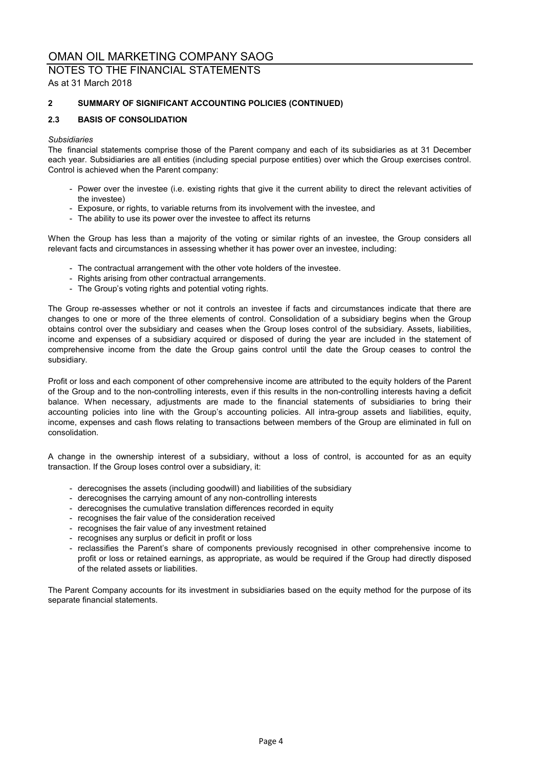# OMAN OIL MARKETING COMPANY SAOG

## NOTES TO THE FINANCIAL STATEMENTS

As at 31 March 2018

### 2 SUMMARY OF SIGNIFICANT ACCOUNTING POLICIES (CONTINUED)

### 2.3 BASIS OF CONSOLIDATION

*Subsidiaries*

The financial statements comprise those of the Parent company and each of its subsidiaries as at 31 December each year. Subsidiaries are all entities (including special purpose entities) over which the Group exercises control. Control is achieved when the Parent company:

- Power over the investee (i.e. existing rights that give it the current ability to direct the relevant activities of the investee)
- Exposure, or rights, to variable returns from its involvement with the investee, and
- The ability to use its power over the investee to affect its returns

When the Group has less than a majority of the voting or similar rights of an investee, the Group considers all relevant facts and circumstances in assessing whether it has power over an investee, including:

- The contractual arrangement with the other vote holders of the investee.
- Rights arising from other contractual arrangements.
- The Group's voting rights and potential voting rights.

The Group re-assesses whether or not it controls an investee if facts and circumstances indicate that there are changes to one or more of the three elements of control. Consolidation of a subsidiary begins when the Group obtains control over the subsidiary and ceases when the Group loses control of the subsidiary. Assets, liabilities, income and expenses of a subsidiary acquired or disposed of during the year are included in the statement of comprehensive income from the date the Group gains control until the date the Group ceases to control the subsidiary.

Profit or loss and each component of other comprehensive income are attributed to the equity holders of the Parent of the Group and to the non-controlling interests, even if this results in the non-controlling interests having a deficit balance. When necessary, adjustments are made to the financial statements of subsidiaries to bring their accounting policies into line with the Group's accounting policies. All intra-group assets and liabilities, equity, income, expenses and cash flows relating to transactions between members of the Group are eliminated in full on consolidation.

A change in the ownership interest of a subsidiary, without a loss of control, is accounted for as an equity transaction. If the Group loses control over a subsidiary, it:

- derecognises the assets (including goodwill) and liabilities of the subsidiary
- derecognises the carrying amount of any non-controlling interests
- derecognises the cumulative translation differences recorded in equity
- recognises the fair value of the consideration received
- recognises the fair value of any investment retained
- recognises any surplus or deficit in profit or loss
- reclassifies the Parent's share of components previously recognised in other comprehensive income to profit or loss or retained earnings, as appropriate, as would be required if the Group had directly disposed of the related assets or liabilities.

The Parent Company accounts for its investment in subsidiaries based on the equity method for the purpose of its separate financial statements.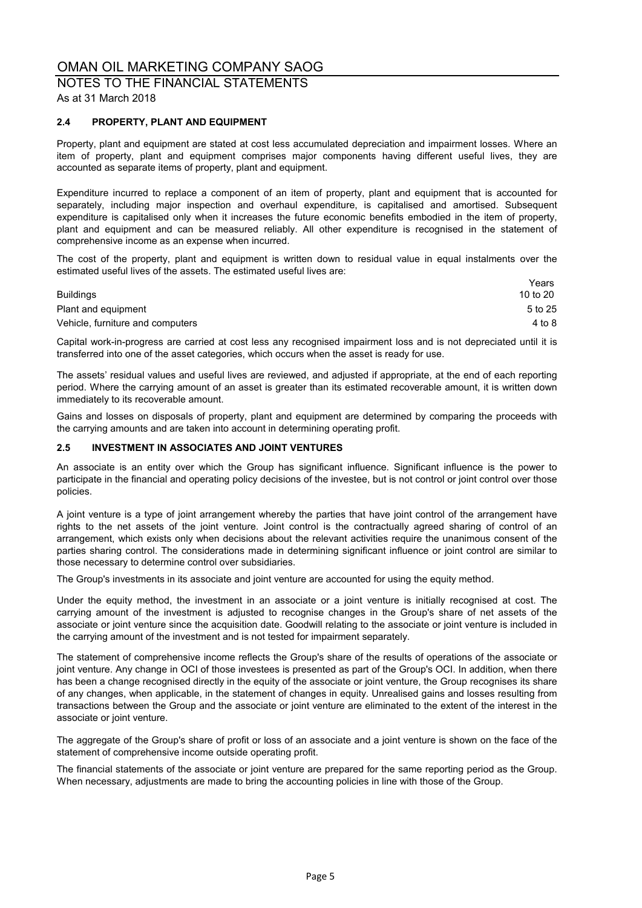### 2.4 PROPERTY, PLANT AND EQUIPMENT

Property, plant and equipment are stated at cost less accumulated depreciation and impairment losses. Where an item of property, plant and equipment comprises major components having different useful lives, they are accounted as separate items of property, plant and equipment.

Expenditure incurred to replace a component of an item of property, plant and equipment that is accounted for separately, including major inspection and overhaul expenditure, is capitalised and amortised. Subsequent expenditure is capitalised only when it increases the future economic benefits embodied in the item of property, plant and equipment and can be measured reliably. All other expenditure is recognised in the statement of comprehensive income as an expense when incurred.

The cost of the property, plant and equipment is written down to residual value in equal instalments over the estimated useful lives of the assets. The estimated useful lives are:

| | Years |
|---|---|
| Buildings | 10 to 20 |
| Plant and equipment | 5 to 25 |
| Vehicle, furniture and computers | 4 to 8 |

Capital work-in-progress are carried at cost less any recognised impairment loss and is not depreciated until it is transferred into one of the asset categories, which occurs when the asset is ready for use.

The assets' residual values and useful lives are reviewed, and adjusted if appropriate, at the end of each reporting period. Where the carrying amount of an asset is greater than its estimated recoverable amount, it is written down immediately to its recoverable amount.

Gains and losses on disposals of property, plant and equipment are determined by comparing the proceeds with the carrying amounts and are taken into account in determining operating profit.

### 2.5 INVESTMENT IN ASSOCIATES AND JOINT VENTURES

An associate is an entity over which the Group has significant influence. Significant influence is the power to participate in the financial and operating policy decisions of the investee, but is not control or joint control over those policies.

A joint venture is a type of joint arrangement whereby the parties that have joint control of the arrangement have rights to the net assets of the joint venture. Joint control is the contractually agreed sharing of control of an arrangement, which exists only when decisions about the relevant activities require the unanimous consent of the parties sharing control. The considerations made in determining significant influence or joint control are similar to those necessary to determine control over subsidiaries.

The Group's investments in its associate and joint venture are accounted for using the equity method.

Under the equity method, the investment in an associate or a joint venture is initially recognised at cost. The carrying amount of the investment is adjusted to recognise changes in the Group's share of net assets of the associate or joint venture since the acquisition date. Goodwill relating to the associate or joint venture is included in the carrying amount of the investment and is not tested for impairment separately.

The statement of comprehensive income reflects the Group's share of the results of operations of the associate or joint venture. Any change in OCI of those investees is presented as part of the Group's OCI. In addition, when there has been a change recognised directly in the equity of the associate or joint venture, the Group recognises its share of any changes, when applicable, in the statement of changes in equity. Unrealised gains and losses resulting from transactions between the Group and the associate or joint venture are eliminated to the extent of the interest in the associate or joint venture.

The aggregate of the Group's share of profit or loss of an associate and a joint venture is shown on the face of the statement of comprehensive income outside operating profit.

The financial statements of the associate or joint venture are prepared for the same reporting period as the Group. When necessary, adjustments are made to bring the accounting policies in line with those of the Group.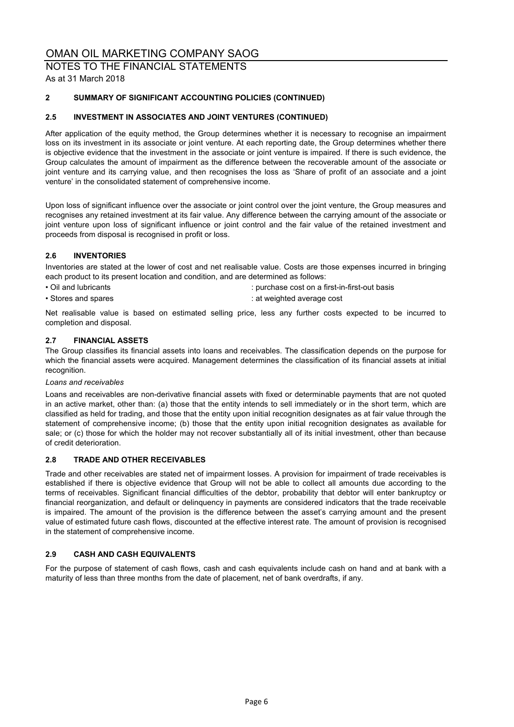## 2 SUMMARY OF SIGNIFICANT ACCOUNTING POLICIES (CONTINUED)

### 2.5 INVESTMENT IN ASSOCIATES AND JOINT VENTURES (CONTINUED)

After application of the equity method, the Group determines whether it is necessary to recognise an impairment loss on its investment in its associate or joint venture. At each reporting date, the Group determines whether there is objective evidence that the investment in the associate or joint venture is impaired. If there is such evidence, the Group calculates the amount of impairment as the difference between the recoverable amount of the associate or joint venture and its carrying value, and then recognises the loss as 'Share of profit of an associate and a joint venture' in the consolidated statement of comprehensive income.

Upon loss of significant influence over the associate or joint control over the joint venture, the Group measures and recognises any retained investment at its fair value. Any difference between the carrying amount of the associate or joint venture upon loss of significant influence or joint control and the fair value of the retained investment and proceeds from disposal is recognised in profit or loss.

### 2.6 INVENTORIES

Inventories are stated at the lower of cost and net realisable value. Costs are those expenses incurred in bringing each product to its present location and condition, and are determined as follows:

- Oil and lubricants : purchase cost on a first-in-first-out basis
- Stores and spares : at weighted average cost

Net realisable value is based on estimated selling price, less any further costs expected to be incurred to completion and disposal.

### 2.7 FINANCIAL ASSETS

The Group classifies its financial assets into loans and receivables. The classification depends on the purpose for which the financial assets were acquired. Management determines the classification of its financial assets at initial recognition.

*Loans and receivables*

Loans and receivables are non-derivative financial assets with fixed or determinable payments that are not quoted in an active market, other than: (a) those that the entity intends to sell immediately or in the short term, which are classified as held for trading, and those that the entity upon initial recognition designates as at fair value through the statement of comprehensive income; (b) those that the entity upon initial recognition designates as available for sale; or (c) those for which the holder may not recover substantially all of its initial investment, other than because of credit deterioration.

### 2.8 TRADE AND OTHER RECEIVABLES

Trade and other receivables are stated net of impairment losses. A provision for impairment of trade receivables is established if there is objective evidence that Group will not be able to collect all amounts due according to the terms of receivables. Significant financial difficulties of the debtor, probability that debtor will enter bankruptcy or financial reorganization, and default or delinquency in payments are considered indicators that the trade receivable is impaired. The amount of the provision is the difference between the asset's carrying amount and the present value of estimated future cash flows, discounted at the effective interest rate. The amount of provision is recognised in the statement of comprehensive income.

### 2.9 CASH AND CASH EQUIVALENTS

For the purpose of statement of cash flows, cash and cash equivalents include cash on hand and at bank with a maturity of less than three months from the date of placement, net of bank overdrafts, if any.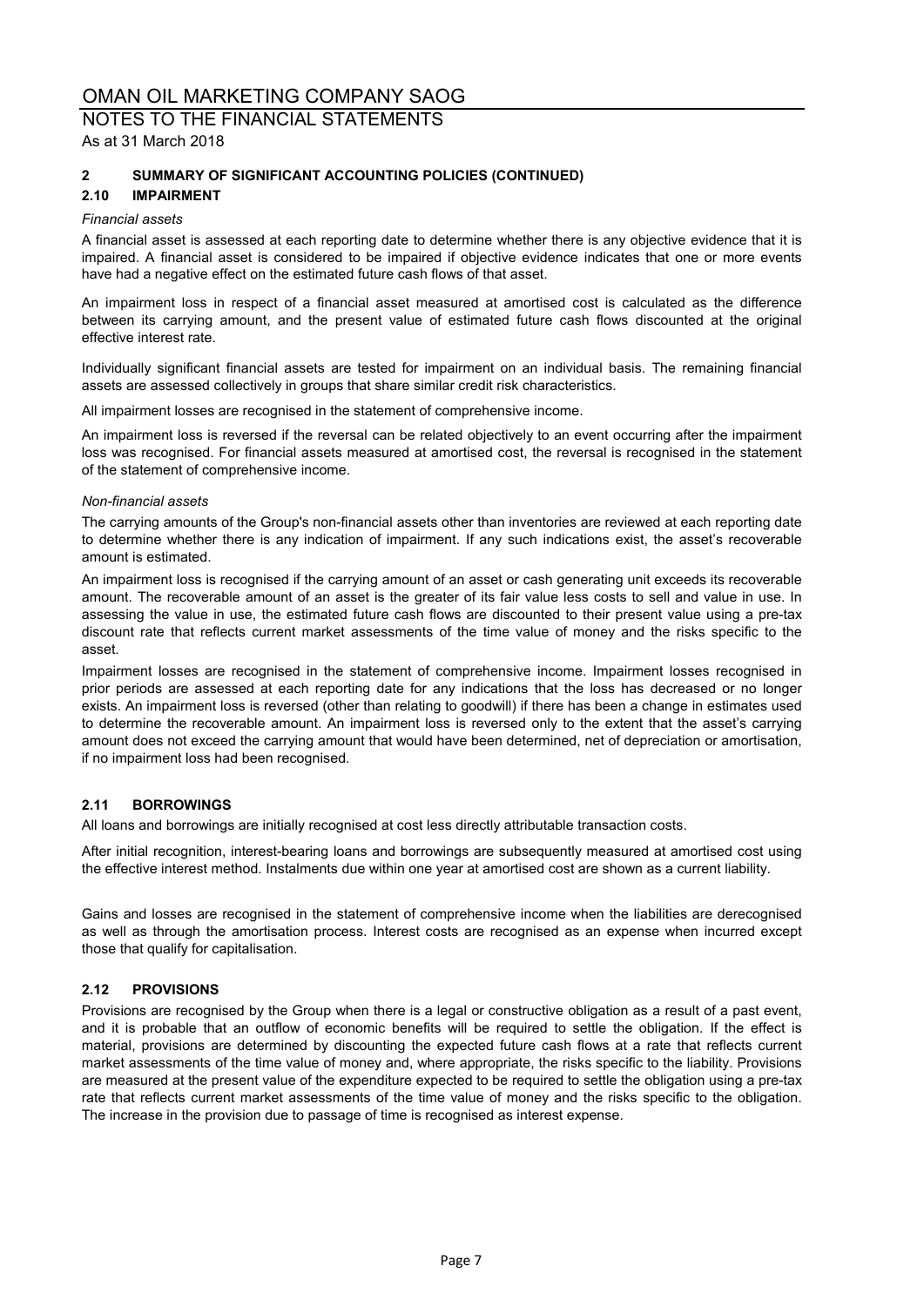## 2 SUMMARY OF SIGNIFICANT ACCOUNTING POLICIES (CONTINUED)

### 2.10 IMPAIRMENT

*Financial assets*

A financial asset is assessed at each reporting date to determine whether there is any objective evidence that it is impaired. A financial asset is considered to be impaired if objective evidence indicates that one or more events have had a negative effect on the estimated future cash flows of that asset.

An impairment loss in respect of a financial asset measured at amortised cost is calculated as the difference between its carrying amount, and the present value of estimated future cash flows discounted at the original effective interest rate.

Individually significant financial assets are tested for impairment on an individual basis. The remaining financial assets are assessed collectively in groups that share similar credit risk characteristics.

All impairment losses are recognised in the statement of comprehensive income.

An impairment loss is reversed if the reversal can be related objectively to an event occurring after the impairment loss was recognised. For financial assets measured at amortised cost, the reversal is recognised in the statement of the statement of comprehensive income.

*Non-financial assets*

The carrying amounts of the Group's non-financial assets other than inventories are reviewed at each reporting date to determine whether there is any indication of impairment. If any such indications exist, the asset's recoverable amount is estimated.

An impairment loss is recognised if the carrying amount of an asset or cash generating unit exceeds its recoverable amount. The recoverable amount of an asset is the greater of its fair value less costs to sell and value in use. In assessing the value in use, the estimated future cash flows are discounted to their present value using a pre-tax discount rate that reflects current market assessments of the time value of money and the risks specific to the asset.

Impairment losses are recognised in the statement of comprehensive income. Impairment losses recognised in prior periods are assessed at each reporting date for any indications that the loss has decreased or no longer exists. An impairment loss is reversed (other than relating to goodwill) if there has been a change in estimates used to determine the recoverable amount. An impairment loss is reversed only to the extent that the asset's carrying amount does not exceed the carrying amount that would have been determined, net of depreciation or amortisation, if no impairment loss had been recognised.

### 2.11 BORROWINGS

All loans and borrowings are initially recognised at cost less directly attributable transaction costs.

After initial recognition, interest-bearing loans and borrowings are subsequently measured at amortised cost using the effective interest method. Instalments due within one year at amortised cost are shown as a current liability.

Gains and losses are recognised in the statement of comprehensive income when the liabilities are derecognised as well as through the amortisation process. Interest costs are recognised as an expense when incurred except those that qualify for capitalisation.

### 2.12 PROVISIONS

Provisions are recognised by the Group when there is a legal or constructive obligation as a result of a past event, and it is probable that an outflow of economic benefits will be required to settle the obligation. If the effect is material, provisions are determined by discounting the expected future cash flows at a rate that reflects current market assessments of the time value of money and, where appropriate, the risks specific to the liability. Provisions are measured at the present value of the expenditure expected to be required to settle the obligation using a pre-tax rate that reflects current market assessments of the time value of money and the risks specific to the obligation. The increase in the provision due to passage of time is recognised as interest expense.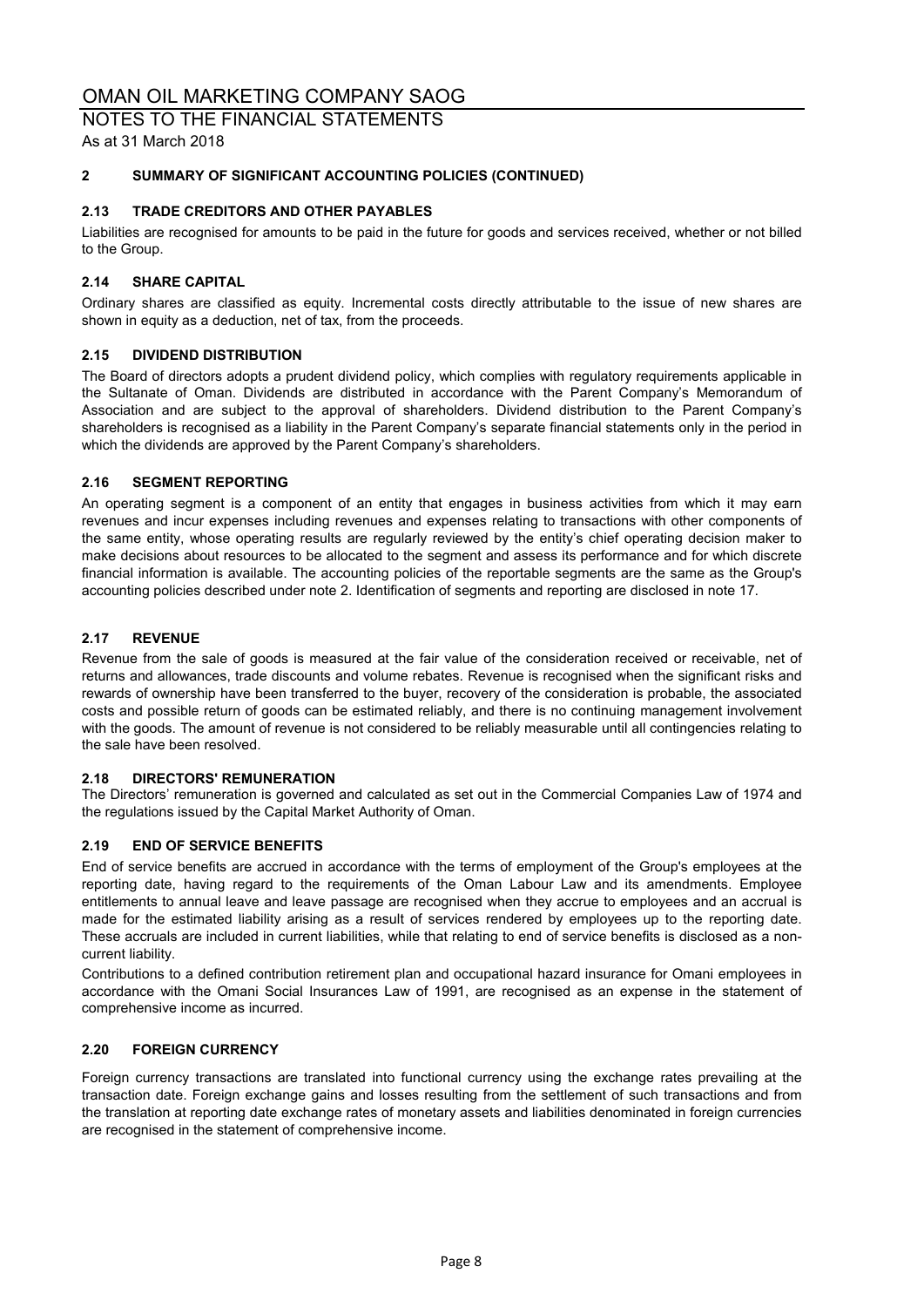## 2 SUMMARY OF SIGNIFICANT ACCOUNTING POLICIES (CONTINUED)

### 2.13 TRADE CREDITORS AND OTHER PAYABLES

Liabilities are recognised for amounts to be paid in the future for goods and services received, whether or not billed to the Group.

### 2.14 SHARE CAPITAL

Ordinary shares are classified as equity. Incremental costs directly attributable to the issue of new shares are shown in equity as a deduction, net of tax, from the proceeds.

### 2.15 DIVIDEND DISTRIBUTION

The Board of directors adopts a prudent dividend policy, which complies with regulatory requirements applicable in the Sultanate of Oman. Dividends are distributed in accordance with the Parent Company's Memorandum of Association and are subject to the approval of shareholders. Dividend distribution to the Parent Company's shareholders is recognised as a liability in the Parent Company's separate financial statements only in the period in which the dividends are approved by the Parent Company's shareholders.

### 2.16 SEGMENT REPORTING

An operating segment is a component of an entity that engages in business activities from which it may earn revenues and incur expenses including revenues and expenses relating to transactions with other components of the same entity, whose operating results are regularly reviewed by the entity's chief operating decision maker to make decisions about resources to be allocated to the segment and assess its performance and for which discrete financial information is available. The accounting policies of the reportable segments are the same as the Group's accounting policies described under note 2. Identification of segments and reporting are disclosed in note 17.

### 2.17 REVENUE

Revenue from the sale of goods is measured at the fair value of the consideration received or receivable, net of returns and allowances, trade discounts and volume rebates. Revenue is recognised when the significant risks and rewards of ownership have been transferred to the buyer, recovery of the consideration is probable, the associated costs and possible return of goods can be estimated reliably, and there is no continuing management involvement with the goods. The amount of revenue is not considered to be reliably measurable until all contingencies relating to the sale have been resolved.

### 2.18 DIRECTORS' REMUNERATION

The Directors' remuneration is governed and calculated as set out in the Commercial Companies Law of 1974 and the regulations issued by the Capital Market Authority of Oman.

### 2.19 END OF SERVICE BENEFITS

End of service benefits are accrued in accordance with the terms of employment of the Group's employees at the reporting date, having regard to the requirements of the Oman Labour Law and its amendments. Employee entitlements to annual leave and leave passage are recognised when they accrue to employees and an accrual is made for the estimated liability arising as a result of services rendered by employees up to the reporting date. These accruals are included in current liabilities, while that relating to end of service benefits is disclosed as a non-current liability.

Contributions to a defined contribution retirement plan and occupational hazard insurance for Omani employees in accordance with the Omani Social Insurances Law of 1991, are recognised as an expense in the statement of comprehensive income as incurred.

### 2.20 FOREIGN CURRENCY

Foreign currency transactions are translated into functional currency using the exchange rates prevailing at the transaction date. Foreign exchange gains and losses resulting from the settlement of such transactions and from the translation at reporting date exchange rates of monetary assets and liabilities denominated in foreign currencies are recognised in the statement of comprehensive income.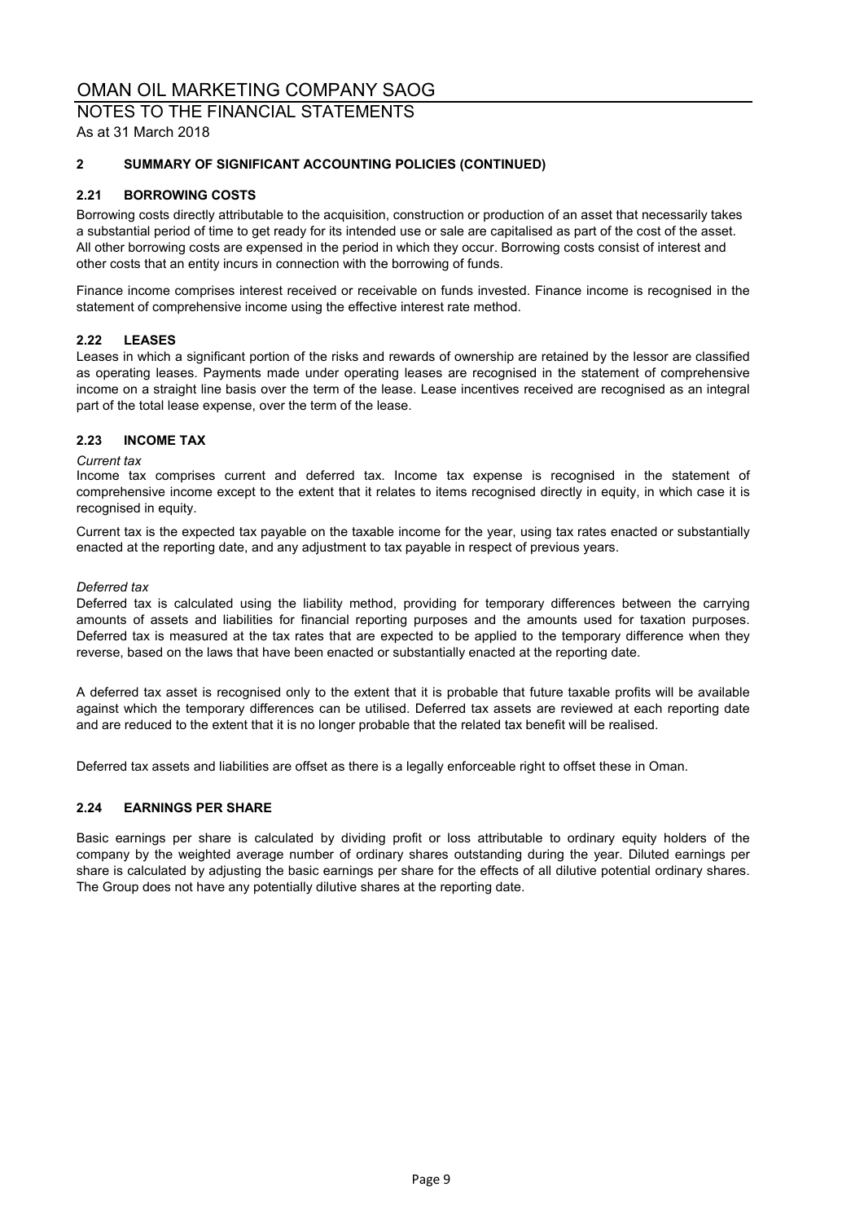## 2 SUMMARY OF SIGNIFICANT ACCOUNTING POLICIES (CONTINUED)

### 2.21 BORROWING COSTS

Borrowing costs directly attributable to the acquisition, construction or production of an asset that necessarily takes a substantial period of time to get ready for its intended use or sale are capitalised as part of the cost of the asset. All other borrowing costs are expensed in the period in which they occur. Borrowing costs consist of interest and other costs that an entity incurs in connection with the borrowing of funds.

Finance income comprises interest received or receivable on funds invested. Finance income is recognised in the statement of comprehensive income using the effective interest rate method.

### 2.22 LEASES

Leases in which a significant portion of the risks and rewards of ownership are retained by the lessor are classified as operating leases. Payments made under operating leases are recognised in the statement of comprehensive income on a straight line basis over the term of the lease. Lease incentives received are recognised as an integral part of the total lease expense, over the term of the lease.

### 2.23 INCOME TAX

*Current tax*

Income tax comprises current and deferred tax. Income tax expense is recognised in the statement of comprehensive income except to the extent that it relates to items recognised directly in equity, in which case it is recognised in equity.

Current tax is the expected tax payable on the taxable income for the year, using tax rates enacted or substantially enacted at the reporting date, and any adjustment to tax payable in respect of previous years.

*Deferred tax*

Deferred tax is calculated using the liability method, providing for temporary differences between the carrying amounts of assets and liabilities for financial reporting purposes and the amounts used for taxation purposes. Deferred tax is measured at the tax rates that are expected to be applied to the temporary difference when they reverse, based on the laws that have been enacted or substantially enacted at the reporting date.

A deferred tax asset is recognised only to the extent that it is probable that future taxable profits will be available against which the temporary differences can be utilised. Deferred tax assets are reviewed at each reporting date and are reduced to the extent that it is no longer probable that the related tax benefit will be realised.

Deferred tax assets and liabilities are offset as there is a legally enforceable right to offset these in Oman.

### 2.24 EARNINGS PER SHARE

Basic earnings per share is calculated by dividing profit or loss attributable to ordinary equity holders of the company by the weighted average number of ordinary shares outstanding during the year. Diluted earnings per share is calculated by adjusting the basic earnings per share for the effects of all dilutive potential ordinary shares. The Group does not have any potentially dilutive shares at the reporting date.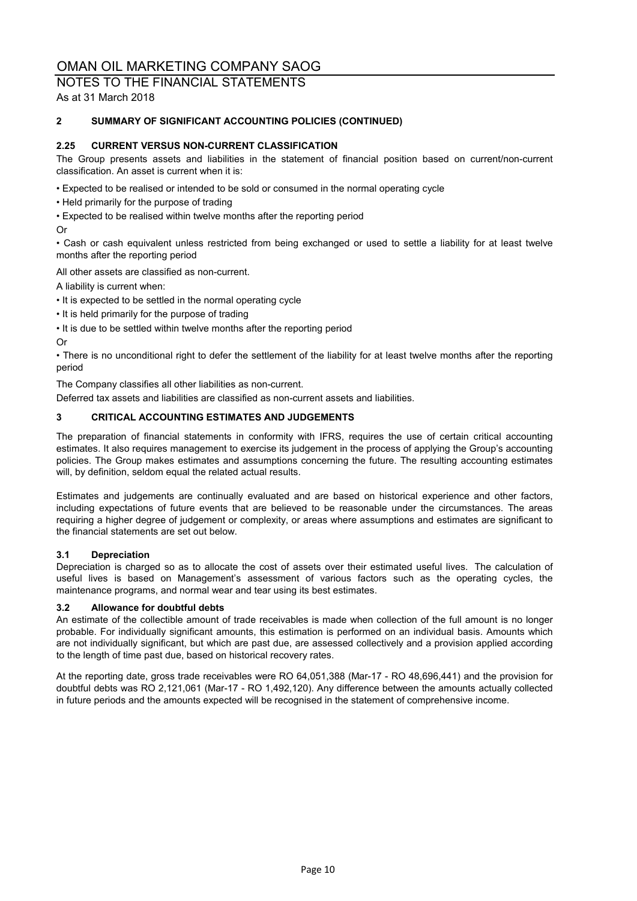## 2 SUMMARY OF SIGNIFICANT ACCOUNTING POLICIES (CONTINUED)

### 2.25 CURRENT VERSUS NON-CURRENT CLASSIFICATION

The Group presents assets and liabilities in the statement of financial position based on current/non-current classification. An asset is current when it is:

• Expected to be realised or intended to be sold or consumed in the normal operating cycle

• Held primarily for the purpose of trading

• Expected to be realised within twelve months after the reporting period

Or

• Cash or cash equivalent unless restricted from being exchanged or used to settle a liability for at least twelve months after the reporting period

All other assets are classified as non-current.

A liability is current when:

• It is expected to be settled in the normal operating cycle

• It is held primarily for the purpose of trading

• It is due to be settled within twelve months after the reporting period

Or

• There is no unconditional right to defer the settlement of the liability for at least twelve months after the reporting period

The Company classifies all other liabilities as non-current.

Deferred tax assets and liabilities are classified as non-current assets and liabilities.

## 3 CRITICAL ACCOUNTING ESTIMATES AND JUDGEMENTS

The preparation of financial statements in conformity with IFRS, requires the use of certain critical accounting estimates. It also requires management to exercise its judgement in the process of applying the Group's accounting policies. The Group makes estimates and assumptions concerning the future. The resulting accounting estimates will, by definition, seldom equal the related actual results.

Estimates and judgements are continually evaluated and are based on historical experience and other factors, including expectations of future events that are believed to be reasonable under the circumstances. The areas requiring a higher degree of judgement or complexity, or areas where assumptions and estimates are significant to the financial statements are set out below.

### 3.1 Depreciation

Depreciation is charged so as to allocate the cost of assets over their estimated useful lives. The calculation of useful lives is based on Management's assessment of various factors such as the operating cycles, the maintenance programs, and normal wear and tear using its best estimates.

### 3.2 Allowance for doubtful debts

An estimate of the collectible amount of trade receivables is made when collection of the full amount is no longer probable. For individually significant amounts, this estimation is performed on an individual basis. Amounts which are not individually significant, but which are past due, are assessed collectively and a provision applied according to the length of time past due, based on historical recovery rates.

At the reporting date, gross trade receivables were RO 64,051,388 (Mar-17 - RO 48,696,441) and the provision for doubtful debts was RO 2,121,061 (Mar-17 - RO 1,492,120). Any difference between the amounts actually collected in future periods and the amounts expected will be recognised in the statement of comprehensive income.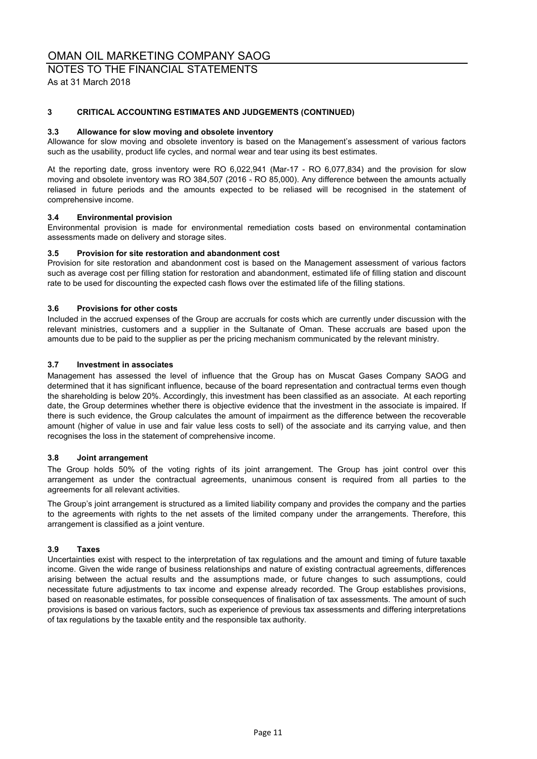## 3 CRITICAL ACCOUNTING ESTIMATES AND JUDGEMENTS (CONTINUED)

### 3.3 Allowance for slow moving and obsolete inventory

Allowance for slow moving and obsolete inventory is based on the Management's assessment of various factors such as the usability, product life cycles, and normal wear and tear using its best estimates.

At the reporting date, gross inventory were RO 6,022,941 (Mar-17 - RO 6,077,834) and the provision for slow moving and obsolete inventory was RO 384,507 (2016 - RO 85,000). Any difference between the amounts actually reliased in future periods and the amounts expected to be reliased will be recognised in the statement of comprehensive income.

### 3.4 Environmental provision

Environmental provision is made for environmental remediation costs based on environmental contamination assessments made on delivery and storage sites.

### 3.5 Provision for site restoration and abandonment cost

Provision for site restoration and abandonment cost is based on the Management assessment of various factors such as average cost per filling station for restoration and abandonment, estimated life of filling station and discount rate to be used for discounting the expected cash flows over the estimated life of the filling stations.

### 3.6 Provisions for other costs

Included in the accrued expenses of the Group are accruals for costs which are currently under discussion with the relevant ministries, customers and a supplier in the Sultanate of Oman. These accruals are based upon the amounts due to be paid to the supplier as per the pricing mechanism communicated by the relevant ministry.

### 3.7 Investment in associates

Management has assessed the level of influence that the Group has on Muscat Gases Company SAOG and determined that it has significant influence, because of the board representation and contractual terms even though the shareholding is below 20%. Accordingly, this investment has been classified as an associate. At each reporting date, the Group determines whether there is objective evidence that the investment in the associate is impaired. If there is such evidence, the Group calculates the amount of impairment as the difference between the recoverable amount (higher of value in use and fair value less costs to sell) of the associate and its carrying value, and then recognises the loss in the statement of comprehensive income.

### 3.8 Joint arrangement

The Group holds 50% of the voting rights of its joint arrangement. The Group has joint control over this arrangement as under the contractual agreements, unanimous consent is required from all parties to the agreements for all relevant activities.

The Group's joint arrangement is structured as a limited liability company and provides the company and the parties to the agreements with rights to the net assets of the limited company under the arrangements. Therefore, this arrangement is classified as a joint venture.

### 3.9 Taxes

Uncertainties exist with respect to the interpretation of tax regulations and the amount and timing of future taxable income. Given the wide range of business relationships and nature of existing contractual agreements, differences arising between the actual results and the assumptions made, or future changes to such assumptions, could necessitate future adjustments to tax income and expense already recorded. The Group establishes provisions, based on reasonable estimates, for possible consequences of finalisation of tax assessments. The amount of such provisions is based on various factors, such as experience of previous tax assessments and differing interpretations of tax regulations by the taxable entity and the responsible tax authority.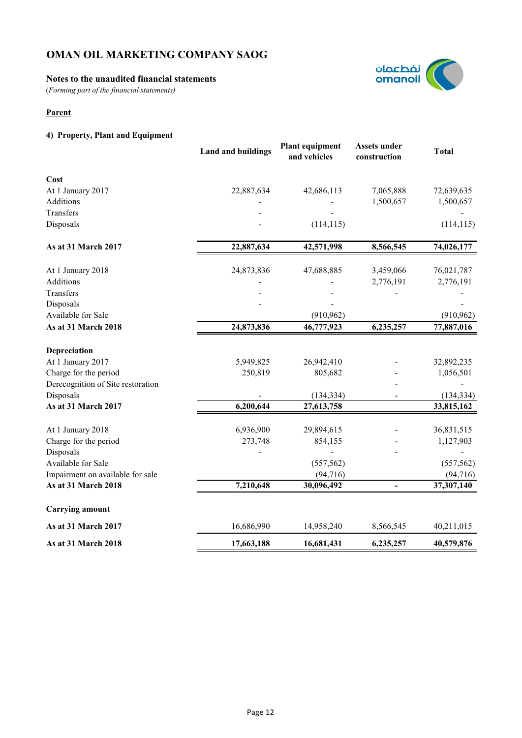# OMAN OIL MARKETING COMPANY SAOG

**Notes to the unaudited financial statements**

(*Forming part of the financial statements*)

**Parent**

### 4) Property, Plant and Equipment

| | Land and buildings | Plant equipment and vehicles | Assets under construction | Total |
|---|---|---|---|---|
| **Cost** | | | | |
| At 1 January 2017 | 22,887,634 | 42,686,113 | 7,065,888 | 72,639,635 |
| Additions | - | - | 1,500,657 | 1,500,657 |
| Transfers | - | - | | - |
| Disposals | - | (114,115) | | (114,115) |
| **As at 31 March 2017** | **22,887,634** | **42,571,998** | **8,566,545** | **74,026,177** |
| At 1 January 2018 | 24,873,836 | 47,688,885 | 3,459,066 | 76,021,787 |
| Additions | - | - | 2,776,191 | 2,776,191 |
| Transfers | - | - | - | - |
| Disposals | - | - | | - |
| Available for Sale | | (910,962) | | (910,962) |
| **As at 31 March 2018** | **24,873,836** | **46,777,923** | **6,235,257** | **77,887,016** |
| **Depreciation** | | | | |
| At 1 January 2017 | 5,949,825 | 26,942,410 | - | 32,892,235 |
| Charge for the period | 250,819 | 805,682 | - | 1,056,501 |
| Derecognition of Site restoration | | | - | - |
| Disposals | - | (134,334) | - | (134,334) |
| **As at 31 March 2017** | **6,200,644** | **27,613,758** | | **33,815,162** |
| At 1 January 2018 | 6,936,900 | 29,894,615 | - | 36,831,515 |
| Charge for the period | 273,748 | 854,155 | - | 1,127,903 |
| Disposals | - | - | - | - |
| Available for Sale | | (557,562) | | (557,562) |
| Impairment on available for sale | | (94,716) | | (94,716) |
| **As at 31 March 2018** | **7,210,648** | **30,096,492** | **-** | **37,307,140** |
| **Carrying amount** | | | | |
| **As at 31 March 2017** | 16,686,990 | 14,958,240 | 8,566,545 | 40,211,015 |
| **As at 31 March 2018** | **17,663,188** | **16,681,431** | **6,235,257** | **40,579,876** |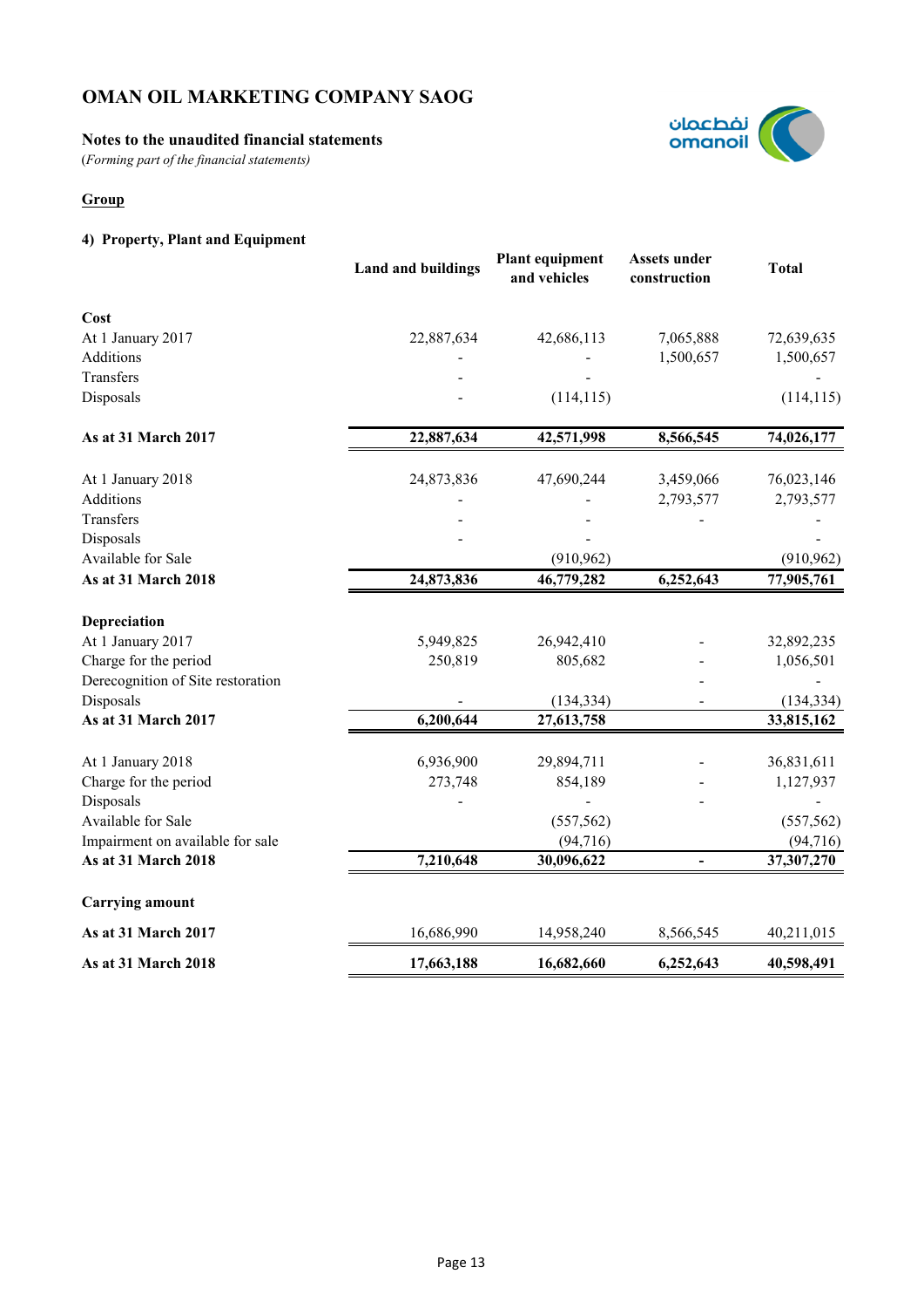# OMAN OIL MARKETING COMPANY SAOG

**Notes to the unaudited financial statements**

*(Forming part of the financial statements)*

**Group**

### 4) Property, Plant and Equipment

| | Land and buildings | Plant equipment and vehicles | Assets under construction | Total |
|---|---|---|---|---|
| **Cost** | | | | |
| At 1 January 2017 | 22,887,634 | 42,686,113 | 7,065,888 | 72,639,635 |
| Additions | - | - | 1,500,657 | 1,500,657 |
| Transfers | - | - | | - |
| Disposals | - | (114,115) | | (114,115) |
| **As at 31 March 2017** | **22,887,634** | **42,571,998** | **8,566,545** | **74,026,177** |
| At 1 January 2018 | 24,873,836 | 47,690,244 | 3,459,066 | 76,023,146 |
| Additions | - | - | 2,793,577 | 2,793,577 |
| Transfers | - | - | - | - |
| Disposals | - | - | | - |
| Available for Sale | | (910,962) | | (910,962) |
| **As at 31 March 2018** | **24,873,836** | **46,779,282** | **6,252,643** | **77,905,761** |
| **Depreciation** | | | | |
| At 1 January 2017 | 5,949,825 | 26,942,410 | - | 32,892,235 |
| Charge for the period | 250,819 | 805,682 | - | 1,056,501 |
| Derecognition of Site restoration | | | - | - |
| Disposals | - | (134,334) | - | (134,334) |
| **As at 31 March 2017** | **6,200,644** | **27,613,758** | | **33,815,162** |
| At 1 January 2018 | 6,936,900 | 29,894,711 | - | 36,831,611 |
| Charge for the period | 273,748 | 854,189 | - | 1,127,937 |
| Disposals | - | - | - | - |
| Available for Sale | | (557,562) | | (557,562) |
| Impairment on available for sale | | (94,716) | | (94,716) |
| **As at 31 March 2018** | **7,210,648** | **30,096,622** | **-** | **37,307,270** |
| **Carrying amount** | | | | |
| **As at 31 March 2017** | 16,686,990 | 14,958,240 | 8,566,545 | 40,211,015 |
| **As at 31 March 2018** | **17,663,188** | **16,682,660** | **6,252,643** | **40,598,491** |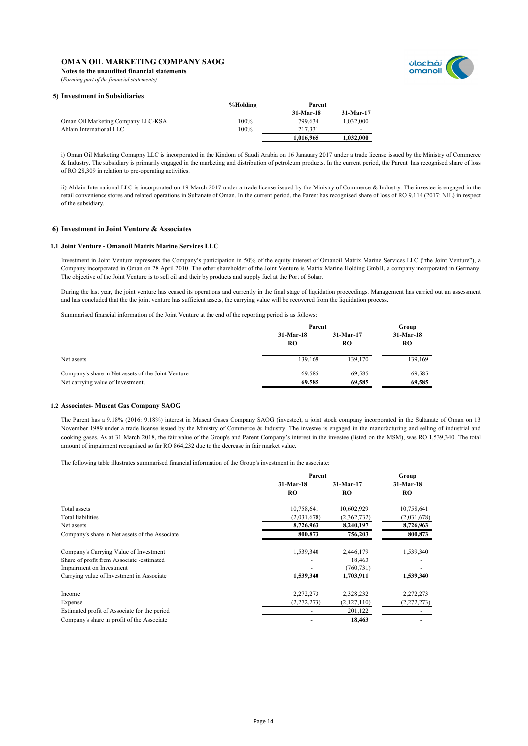## 5) Investment in Subsidiaries

| | %Holding | Parent | |
|---|---|---|---|
| | | 31-Mar-18 | 31-Mar-17 |
| Oman Oil Marketing Company LLC-KSA | 100% | 799,634 | 1,032,000 |
| Ahlain International LLC | 100% | 217,331 | - |
| | | **1,016,965** | **1,032,000** |

i) Oman Oil Marketing Comapny LLC is incorporated in the Kindom of Saudi Arabia on 16 Janauary 2017 under a trade license issued by the Ministry of Commerce & Industry. The subsidiary is primarily engaged in the marketing and distribution of petroleum products. In the current period, the Parent has recognised share of loss of RO 28,309 in relation to pre-operating activities.

ii) Ahlain International LLC is incorporated on 19 March 2017 under a trade license issued by the Ministry of Commerce & Industry. The investee is engaged in the retail convenience stores and related operations in Sultanate of Oman. In the current period, the Parent has recognised share of loss of RO 9,114 (2017: NIL) in respect of the subsidiary.

## 6) Investment in Joint Venture & Associates

### 1.1 Joint Venture - Omanoil Matrix Marine Services LLC

Investment in Joint Venture represents the Company's participation in 50% of the equity interest of Omanoil Matrix Marine Services LLC ("the Joint Venture"), a Company incorporated in Oman on 28 April 2010. The other shareholder of the Joint Venture is Matrix Marine Holding GmbH, a company incorporated in Germany. The objective of the Joint Venture is to sell oil and their by products and supply fuel at the Port of Sohar.

During the last year, the joint venture has ceased its operations and currently in the final stage of liquidation proceedings. Management has carried out an assessment and has concluded that the the joint venture has sufficient assets, the carrying value will be recovered from the liquidation process.

Summarised financial information of the Joint Venture at the end of the reporting period is as follows:

| | Parent | | Group |
|---|---|---|---|
| | 31-Mar-18 | 31-Mar-17 | 31-Mar-18 |
| | RO | RO | RO |
| Net assets | 139,169 | 139,170 | 139,169 |
| Company's share in Net assets of the Joint Venture | 69,585 | 69,585 | 69,585 |
| Net carrying value of Investment. | **69,585** | **69,585** | **69,585** |

### 1.2 Associates- Muscat Gas Company SAOG

The Parent has a 9.18% (2016: 9.18%) interest in Muscat Gases Company SAOG (investee), a joint stock company incorporated in the Sultanate of Oman on 13 November 1989 under a trade license issued by the Ministry of Commerce & Industry. The investee is engaged in the manufacturing and selling of industrial and cooking gases. As at 31 March 2018, the fair value of the Group's and Parent Company's interest in the investee (listed on the MSM), was RO 1,539,340. The total amount of impairment recognised so far RO 864,232 due to the decrease in fair market value.

The following table illustrates summarised financial information of the Group's investment in the associate:

| | Parent | | Group |
|---|---|---|---|
| | 31-Mar-18 | 31-Mar-17 | 31-Mar-18 |
| | RO | RO | RO |
| Total assets | 10,758,641 | 10,602,929 | 10,758,641 |
| Total liabilities | (2,031,678) | (2,362,732) | (2,031,678) |
| Net assets | **8,726,963** | **8,240,197** | **8,726,963** |
| Company's share in Net assets of the Associate | **800,873** | **756,203** | **800,873** |
| Company's Carrying Value of Investment | 1,539,340 | 2,446,179 | 1,539,340 |
| Share of profit from Associate -estimated | - | 18,463 | - |
| Impairment on Investment | - | (760,731) | - |
| Carrying value of Investment in Associate | **1,539,340** | **1,703,911** | **1,539,340** |
| Income | 2,272,273 | 2,328,232 | 2,272,273 |
| Expense | (2,272,273) | (2,127,110) | (2,272,273) |
| Estimated profit of Associate for the period | - | 201,122 | - |
| Company's share in profit of the Associate | **-** | **18,463** | **-** |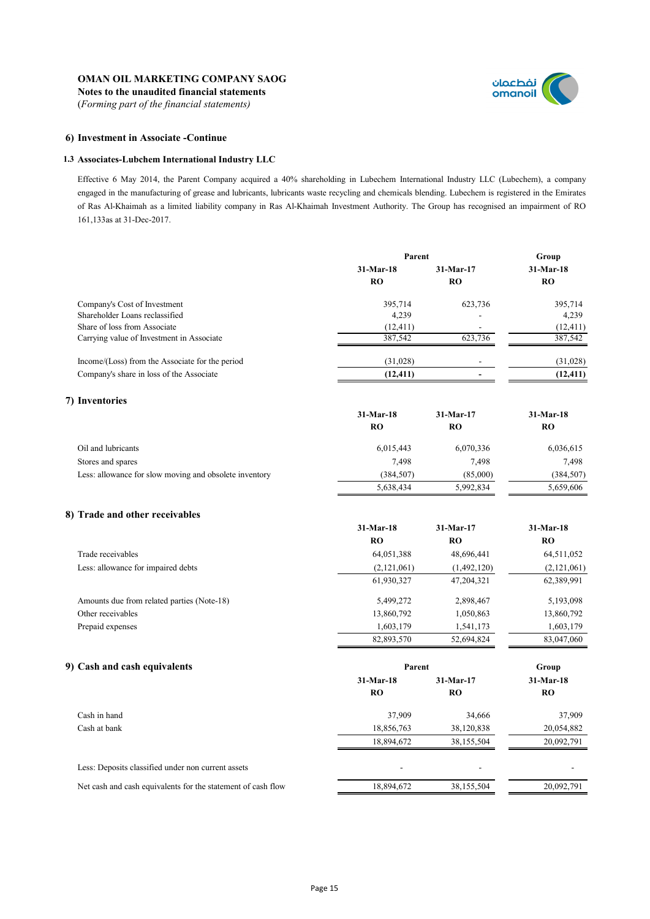**OMAN OIL MARKETING COMPANY SAOG**
**Notes to the unaudited financial statements**
(*Forming part of the financial statements)*

## 6) Investment in Associate -Continue

### 1.3 Associates-Lubchem International Industry LLC

Effective 6 May 2014, the Parent Company acquired a 40% shareholding in Lubechem International Industry LLC (Lubechem), a company engaged in the manufacturing of grease and lubricants, lubricants waste recycling and chemicals blending. Lubechem is registered in the Emirates of Ras Al-Khaimah as a limited liability company in Ras Al-Khaimah Investment Authority. The Group has recognised an impairment of RO 161,133as at 31-Dec-2017.

| | Parent | | Group |
|---|---|---|---|
| | 31-Mar-18 | 31-Mar-17 | 31-Mar-18 |
| | RO | RO | RO |
| Company's Cost of Investment | 395,714 | 623,736 | 395,714 |
| Shareholder Loans reclassified | 4,239 | - | 4,239 |
| Share of loss from Associate | (12,411) | - | (12,411) |
| Carrying value of Investment in Associate | 387,542 | 623,736 | 387,542 |
| | | | |
| Income/(Loss) from the Associate for the period | (31,028) | - | (31,028) |
| Company's share in loss of the Associate | **(12,411)** | **-** | **(12,411)** |

## 7) Inventories

| | 31-Mar-18 | 31-Mar-17 | 31-Mar-18 |
|---|---|---|---|
| | RO | RO | RO |
| Oil and lubricants | 6,015,443 | 6,070,336 | 6,036,615 |
| Stores and spares | 7,498 | 7,498 | 7,498 |
| Less: allowance for slow moving and obsolete inventory | (384,507) | (85,000) | (384,507) |
| | 5,638,434 | 5,992,834 | 5,659,606 |

## 8) Trade and other receivables

| | 31-Mar-18 | 31-Mar-17 | 31-Mar-18 |
|---|---|---|---|
| | RO | RO | RO |
| Trade receivables | 64,051,388 | 48,696,441 | 64,511,052 |
| Less: allowance for impaired debts | (2,121,061) | (1,492,120) | (2,121,061) |
| | 61,930,327 | 47,204,321 | 62,389,991 |
| | | | |
| Amounts due from related parties (Note-18) | 5,499,272 | 2,898,467 | 5,193,098 |
| Other receivables | 13,860,792 | 1,050,863 | 13,860,792 |
| Prepaid expenses | 1,603,179 | 1,541,173 | 1,603,179 |
| | 82,893,570 | 52,694,824 | 83,047,060 |

## 9) Cash and cash equivalents

| | Parent | | Group |
|---|---|---|---|
| | 31-Mar-18 | 31-Mar-17 | 31-Mar-18 |
| | RO | RO | RO |
| Cash in hand | 37,909 | 34,666 | 37,909 |
| Cash at bank | 18,856,763 | 38,120,838 | 20,054,882 |
| | 18,894,672 | 38,155,504 | 20,092,791 |
| | | | |
| Less: Deposits classified under non current assets | - | - | - |
| Net cash and cash equivalents for the statement of cash flow | 18,894,672 | 38,155,504 | 20,092,791 |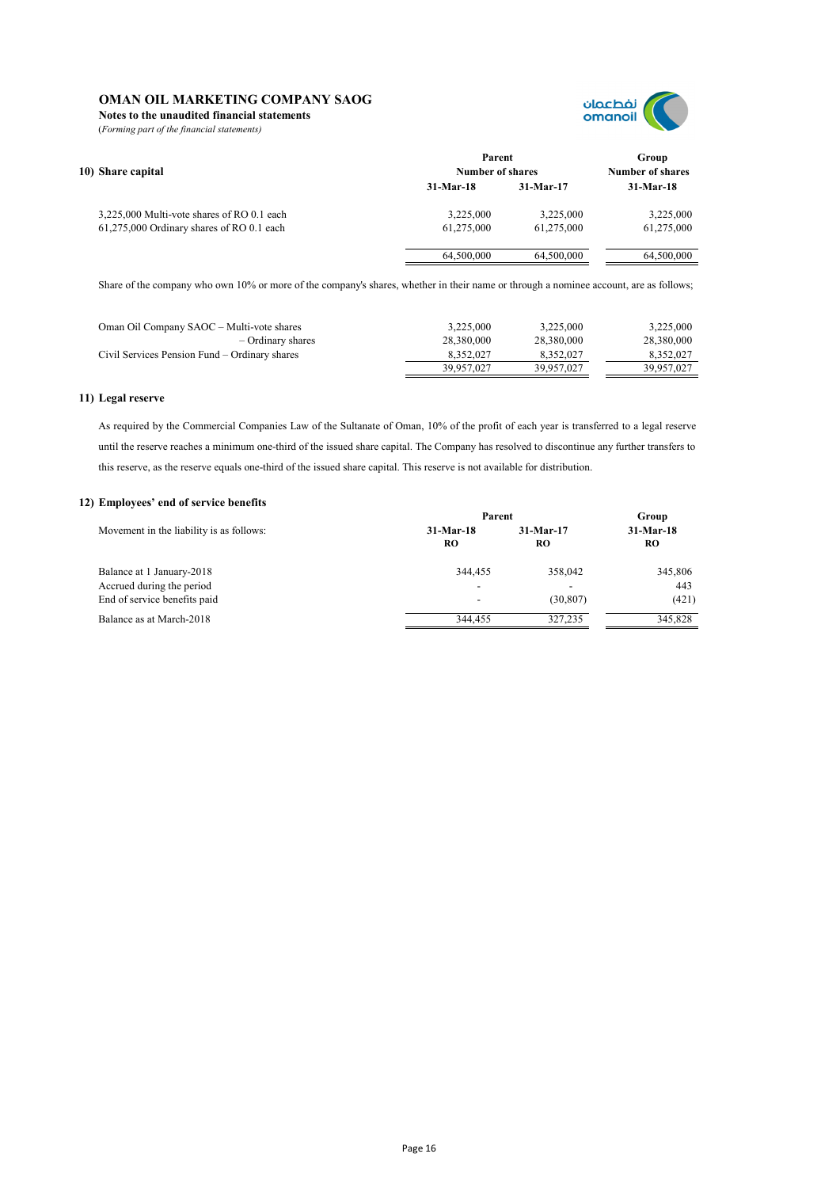**OMAN OIL MARKETING COMPANY SAOG**

**Notes to the unaudited financial statements**

(*Forming part of the financial statements*)

## 10) Share capital

| | Parent | | Group |
|---|---|---|---|
| | Number of shares | | Number of shares |
| | 31-Mar-18 | 31-Mar-17 | 31-Mar-18 |
| 3,225,000 Multi-vote shares of RO 0.1 each | 3,225,000 | 3,225,000 | 3,225,000 |
| 61,275,000 Ordinary shares of RO 0.1 each | 61,275,000 | 61,275,000 | 61,275,000 |
| | 64,500,000 | 64,500,000 | 64,500,000 |

Share of the company who own 10% or more of the company's shares, whether in their name or through a nominee account, are as follows;

| | | | |
|---|---|---|---|
| Oman Oil Company SAOC – Multi-vote shares | 3,225,000 | 3,225,000 | 3,225,000 |
| – Ordinary shares | 28,380,000 | 28,380,000 | 28,380,000 |
| Civil Services Pension Fund – Ordinary shares | 8,352,027 | 8,352,027 | 8,352,027 |
| | 39,957,027 | 39,957,027 | 39,957,027 |

## 11) Legal reserve

As required by the Commercial Companies Law of the Sultanate of Oman, 10% of the profit of each year is transferred to a legal reserve until the reserve reaches a minimum one-third of the issued share capital. The Company has resolved to discontinue any further transfers to this reserve, as the reserve equals one-third of the issued share capital. This reserve is not available for distribution.

## 12) Employees' end of service benefits

| | Parent | | Group |
|---|---|---|---|
| Movement in the liability is as follows: | 31-Mar-18 | 31-Mar-17 | 31-Mar-18 |
| | RO | RO | RO |
| Balance at 1 January-2018 | 344,455 | 358,042 | 345,806 |
| Accrued during the period | - | - | 443 |
| End of service benefits paid | - | (30,807) | (421) |
| Balance as at March-2018 | 344,455 | 327,235 | 345,828 |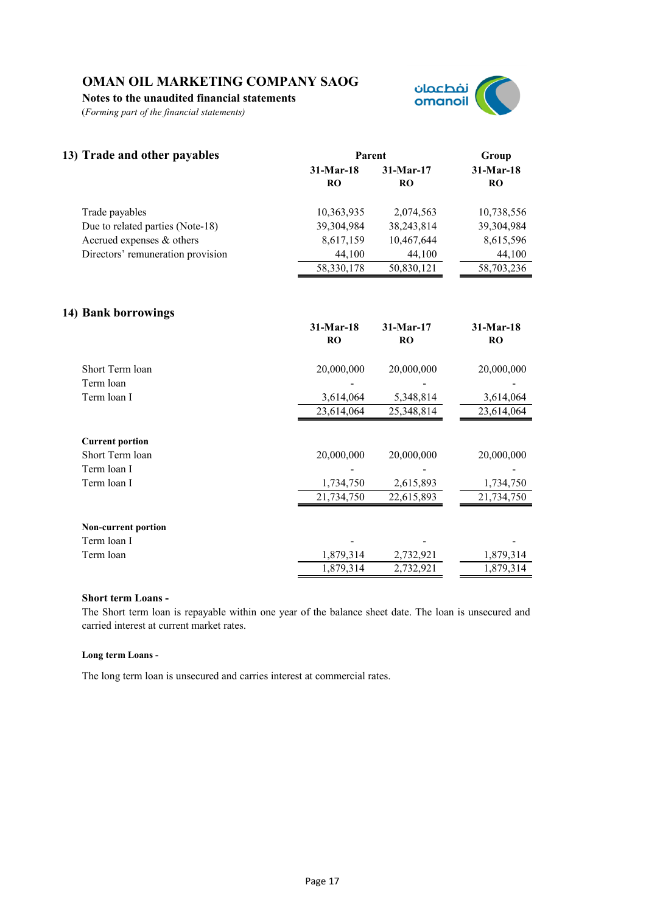# OMAN OIL MARKETING COMPANY SAOG

**Notes to the unaudited financial statements**

(*Forming part of the financial statements)*

## 13) Trade and other payables

| | Parent | | Group |
|---|---|---|---|
| | **31-Mar-18** | **31-Mar-17** | **31-Mar-18** |
| | **RO** | **RO** | **RO** |
| Trade payables | 10,363,935 | 2,074,563 | 10,738,556 |
| Due to related parties (Note-18) | 39,304,984 | 38,243,814 | 39,304,984 |
| Accrued expenses & others | 8,617,159 | 10,467,644 | 8,615,596 |
| Directors' remuneration provision | 44,100 | 44,100 | 44,100 |
| | 58,330,178 | 50,830,121 | 58,703,236 |

## 14) Bank borrowings

| | **31-Mar-18** | **31-Mar-17** | **31-Mar-18** |
|---|---|---|---|
| | **RO** | **RO** | **RO** |
| Short Term loan | 20,000,000 | 20,000,000 | 20,000,000 |
| Term loan | - | - | - |
| Term loan I | 3,614,064 | 5,348,814 | 3,614,064 |
| | 23,614,064 | 25,348,814 | 23,614,064 |
| **Current portion** | | | |
| Short Term loan | 20,000,000 | 20,000,000 | 20,000,000 |
| Term loan I | - | - | - |
| Term loan I | 1,734,750 | 2,615,893 | 1,734,750 |
| | 21,734,750 | 22,615,893 | 21,734,750 |
| **Non-current portion** | | | |
| Term loan I | - | - | - |
| Term loan | 1,879,314 | 2,732,921 | 1,879,314 |
| | 1,879,314 | 2,732,921 | 1,879,314 |

**Short term Loans -**

The Short term loan is repayable within one year of the balance sheet date. The loan is unsecured and carried interest at current market rates.

**Long term Loans -**

The long term loan is unsecured and carries interest at commercial rates.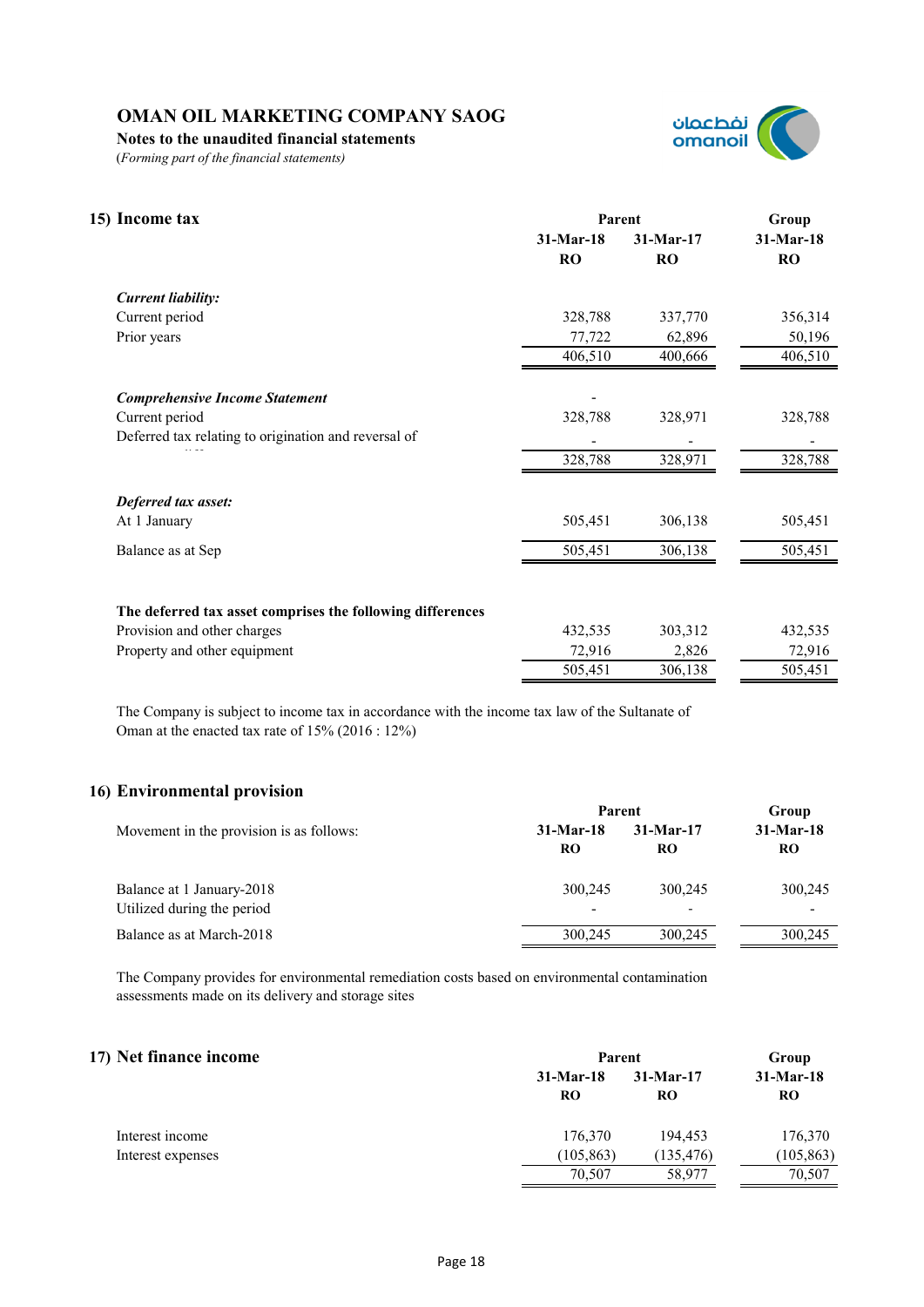# OMAN OIL MARKETING COMPANY SAOG

**Notes to the unaudited financial statements**

(*Forming part of the financial statements*)

## 15) Income tax

| | Parent | | Group |
|---|---|---|---|
| | 31-Mar-18 | 31-Mar-17 | 31-Mar-18 |
| | RO | RO | RO |
| ***Current liability:*** | | | |
| Current period | 328,788 | 337,770 | 356,314 |
| Prior years | 77,722 | 62,896 | 50,196 |
| | 406,510 | 400,666 | 406,510 |
| ***Comprehensive Income Statement*** | - | | |
| Current period | 328,788 | 328,971 | 328,788 |
| Deferred tax relating to origination and reversal of | - | - | - |
| | 328,788 | 328,971 | 328,788 |
| ***Deferred tax asset:*** | | | |
| At 1 January | 505,451 | 306,138 | 505,451 |
| Balance as at Sep | 505,451 | 306,138 | 505,451 |
| **The deferred tax asset comprises the following differences** | | | |
| Provision and other charges | 432,535 | 303,312 | 432,535 |
| Property and other equipment | 72,916 | 2,826 | 72,916 |
| | 505,451 | 306,138 | 505,451 |

The Company is subject to income tax in accordance with the income tax law of the Sultanate of Oman at the enacted tax rate of 15% (2016 : 12%)

## 16) Environmental provision

| | Parent | | Group |
|---|---|---|---|
| Movement in the provision is as follows: | 31-Mar-18 | 31-Mar-17 | 31-Mar-18 |
| | RO | RO | RO |
| Balance at 1 January-2018 | 300,245 | 300,245 | 300,245 |
| Utilized during the period | - | - | - |
| Balance as at March-2018 | 300,245 | 300,245 | 300,245 |

The Company provides for environmental remediation costs based on environmental contamination assessments made on its delivery and storage sites

## 17) Net finance income

| | Parent | | Group |
|---|---|---|---|
| | 31-Mar-18 | 31-Mar-17 | 31-Mar-18 |
| | RO | RO | RO |
| Interest income | 176,370 | 194,453 | 176,370 |
| Interest expenses | (105,863) | (135,476) | (105,863) |
| | 70,507 | 58,977 | 70,507 |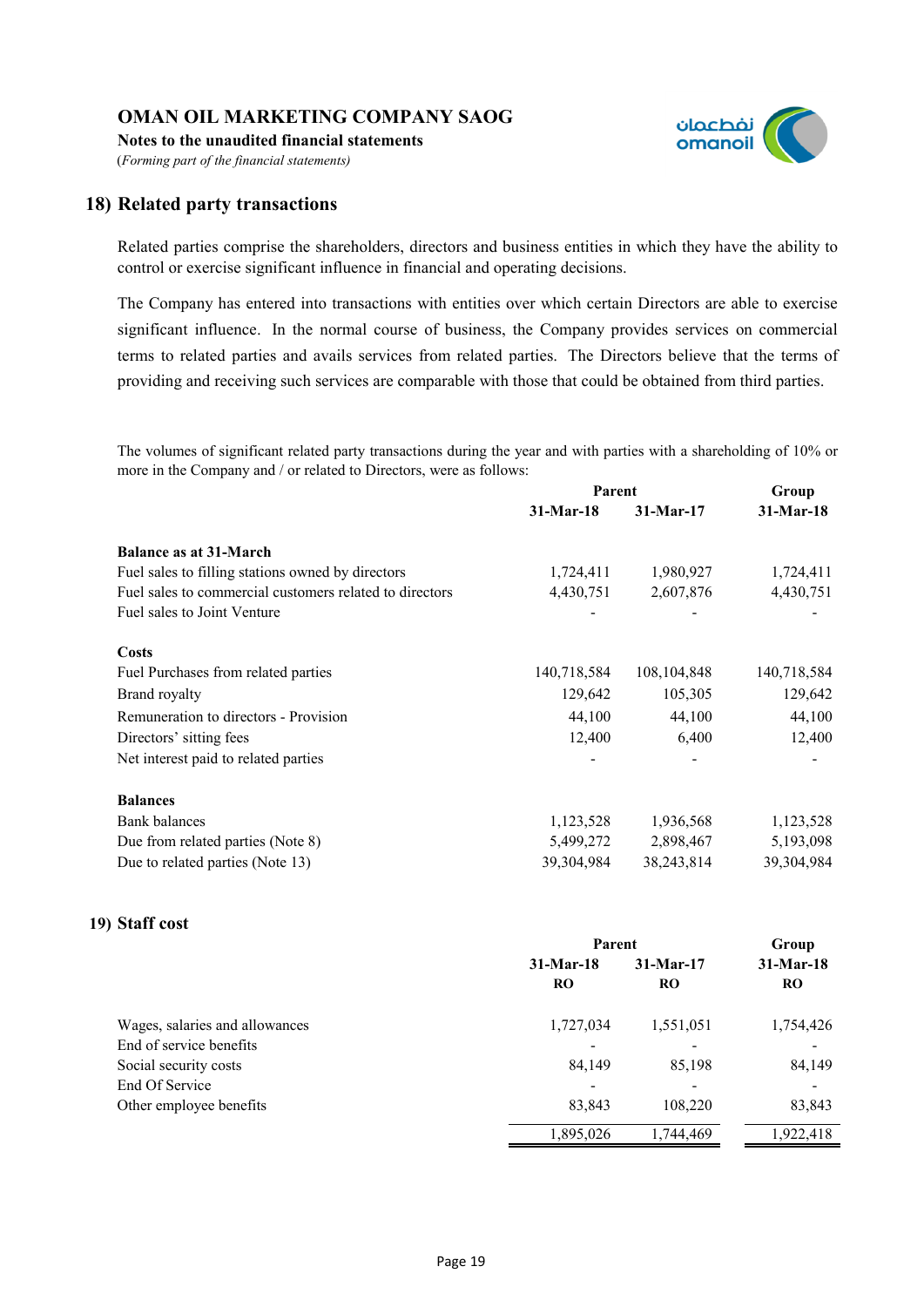## 18) Related party transactions

Related parties comprise the shareholders, directors and business entities in which they have the ability to control or exercise significant influence in financial and operating decisions.

The Company has entered into transactions with entities over which certain Directors are able to exercise significant influence. In the normal course of business, the Company provides services on commercial terms to related parties and avails services from related parties. The Directors believe that the terms of providing and receiving such services are comparable with those that could be obtained from third parties.

The volumes of significant related party transactions during the year and with parties with a shareholding of 10% or more in the Company and / or related to Directors, were as follows:

| | Parent | | Group |
|---|---|---|---|
| | 31-Mar-18 | 31-Mar-17 | 31-Mar-18 |
| **Balance as at 31-March** | | | |
| Fuel sales to filling stations owned by directors | 1,724,411 | 1,980,927 | 1,724,411 |
| Fuel sales to commercial customers related to directors | 4,430,751 | 2,607,876 | 4,430,751 |
| Fuel sales to Joint Venture | - | - | - |
| **Costs** | | | |
| Fuel Purchases from related parties | 140,718,584 | 108,104,848 | 140,718,584 |
| Brand royalty | 129,642 | 105,305 | 129,642 |
| Remuneration to directors - Provision | 44,100 | 44,100 | 44,100 |
| Directors' sitting fees | 12,400 | 6,400 | 12,400 |
| Net interest paid to related parties | - | - | - |
| **Balances** | | | |
| Bank balances | 1,123,528 | 1,936,568 | 1,123,528 |
| Due from related parties (Note 8) | 5,499,272 | 2,898,467 | 5,193,098 |
| Due to related parties (Note 13) | 39,304,984 | 38,243,814 | 39,304,984 |

## 19) Staff cost

| | Parent | | Group |
|---|---|---|---|
| | 31-Mar-18 | 31-Mar-17 | 31-Mar-18 |
| | RO | RO | RO |
| Wages, salaries and allowances | 1,727,034 | 1,551,051 | 1,754,426 |
| End of service benefits | - | - | - |
| Social security costs | 84,149 | 85,198 | 84,149 |
| End Of Service | - | - | - |
| Other employee benefits | 83,843 | 108,220 | 83,843 |
| | 1,895,026 | 1,744,469 | 1,922,418 |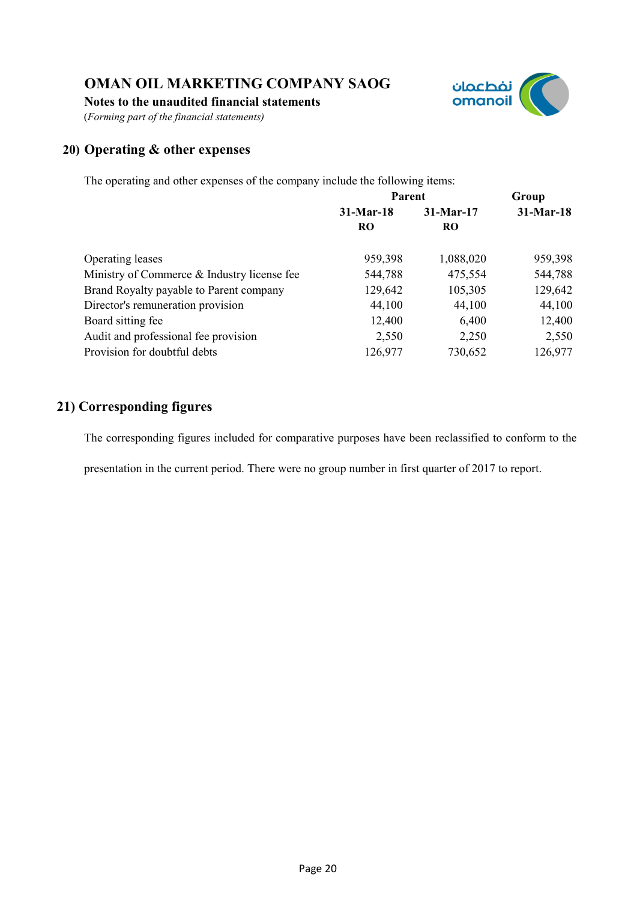# OMAN OIL MARKETING COMPANY SAOG

**Notes to the unaudited financial statements**

*(Forming part of the financial statements)*

## 20) Operating & other expenses

The operating and other expenses of the company include the following items:

| | Parent | | Group |
|---|---|---|---|
| | 31-Mar-18 RO | 31-Mar-17 RO | 31-Mar-18 |
| Operating leases | 959,398 | 1,088,020 | 959,398 |
| Ministry of Commerce & Industry license fee | 544,788 | 475,554 | 544,788 |
| Brand Royalty payable to Parent company | 129,642 | 105,305 | 129,642 |
| Director's remuneration provision | 44,100 | 44,100 | 44,100 |
| Board sitting fee | 12,400 | 6,400 | 12,400 |
| Audit and professional fee provision | 2,550 | 2,250 | 2,550 |
| Provision for doubtful debts | 126,977 | 730,652 | 126,977 |

## 21) Corresponding figures

The corresponding figures included for comparative purposes have been reclassified to conform to the presentation in the current period. There were no group number in first quarter of 2017 to report.